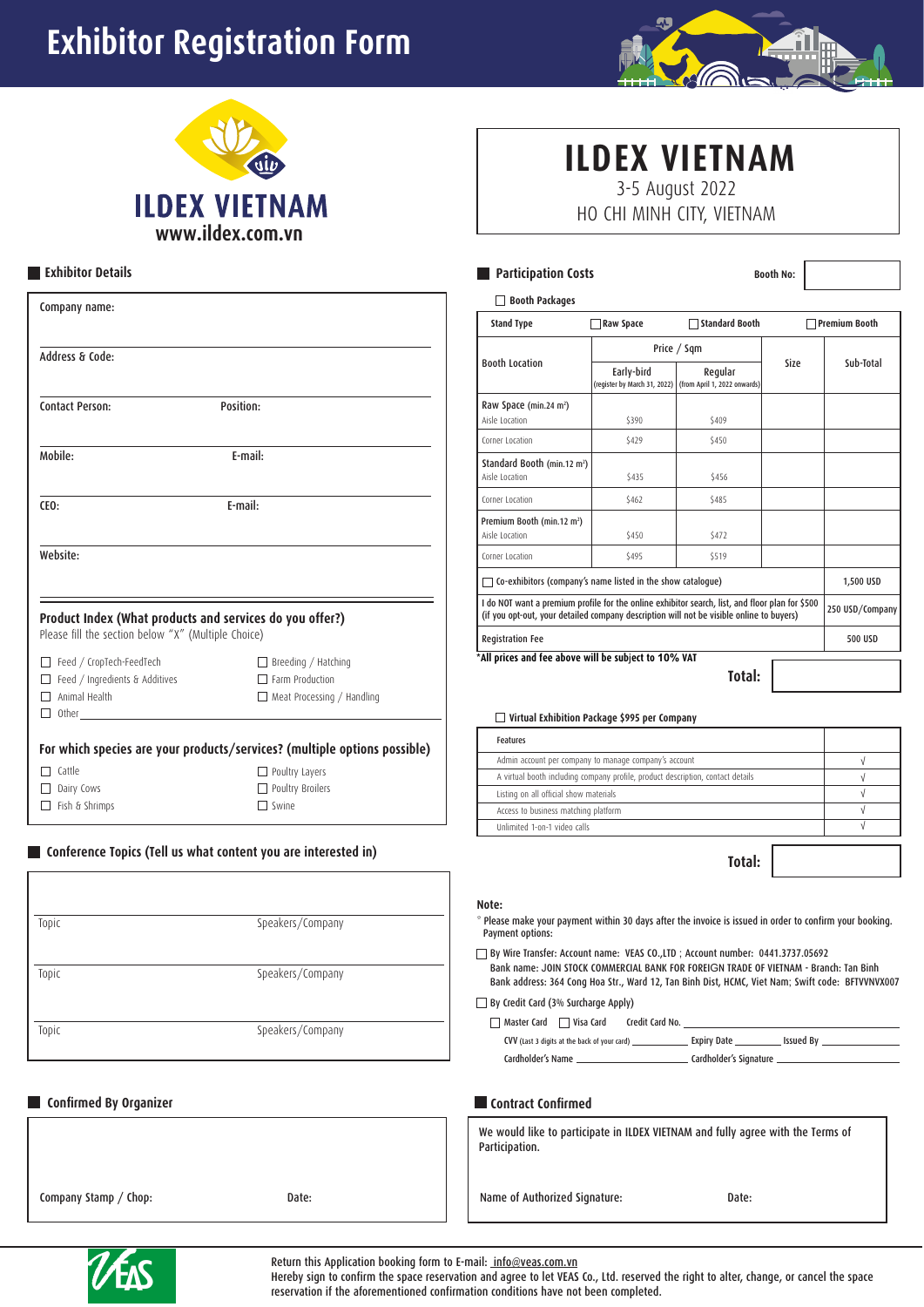# Exhibitor Registration Form

ILDEX VIETNAM
www.ildex.com.vn

# ILDEX VIETNAM

3-5 August 2022
HO CHI MINH CITY, VIETNAM

## Exhibitor Details

Company name:

Address & Code:

Contact Person: Position:

Mobile: E-mail:

CEO: E-mail:

Website:

### Product Index (What products and services do you offer?)

Please fill the section below "X" (Multiple Choice)

- ☐ Feed / CropTech-FeedTech
- ☐ Breeding / Hatching
- ☐ Feed / Ingredients & Additives
- ☐ Farm Production
- ☐ Animal Health
- ☐ Meat Processing / Handling
- ☐ Other ______

### For which species are your products/services? (multiple options possible)

- ☐ Cattle
- ☐ Poultry Layers
- ☐ Dairy Cows
- ☐ Poultry Broilers
- ☐ Fish & Shrimps
- ☐ Swine

## Conference Topics (Tell us what content you are interested in)

| Topic | Speakers/Company |
|---|---|
| Topic | Speakers/Company |
| Topic | Speakers/Company |

## Participation Costs

Booth No:

☐ Booth Packages

| Stand Type | ☐ Raw Space | ☐ Standard Booth | ☐ Premium Booth | |
|---|---|---|---|---|
| Booth Location | Price / Sqm | | Size | Sub-Total |
| | Early-bird (register by March 31, 2022) | Regular (from April 1, 2022 onwards) | | |
| Raw Space (min.24 m²) Aisle Location | $390 | $409 | | |
| Corner Location | $429 | $450 | | |
| Standard Booth (min.12 m²) Aisle Location | $435 | $456 | | |
| Corner Location | $462 | $485 | | |
| Premium Booth (min.12 m²) Aisle Location | $450 | $472 | | |
| Corner Location | $495 | $519 | | |
| ☐ Co-exhibitors (company's name listed in the show catalogue) | | | | 1,500 USD |
| I do NOT want a premium profile for the online exhibitor search, list, and floor plan for $500 (if you opt-out, your detailed company description will not be visible online to buyers) | | | | 250 USD/Company |
| Registration Fee | | | | 500 USD |

*All prices and fee above will be subject to 10% VAT

**Total:**

☐ **Virtual Exhibition Package $995 per Company**

| Features | |
|---|---|
| Admin account per company to manage company's account | √ |
| A virtual booth including company profile, product description, contact details | √ |
| Listing on all official show materials | √ |
| Access to business matching platform | √ |
| Unlimited 1-on-1 video calls | √ |

**Total:**

**Note:**

* Please make your payment within 30 days after the invoice is issued in order to confirm your booking. Payment options:

☐ By Wire Transfer: Account name: VEAS CO.,LTD ; Account number: 0441.3737.05692
Bank name: JOIN STOCK COMMERCIAL BANK FOR FOREIGN TRADE OF VIETNAM - Branch: Tan Binh
Bank address: 364 Cong Hoa Str., Ward 12, Tan Binh Dist, HCMC, Viet Nam; Swift code: BFTVVNVX007

☐ By Credit Card (3% Surcharge Apply)

☐ Master Card ☐ Visa Card Credit Card No. ______

CVV (Last 3 digits at the back of your card) ______ Expiry Date ______ Issued By ______

Cardholder's Name ______ Cardholder's Signature ______

## Confirmed By Organizer

Company Stamp / Chop: Date:

## Contract Confirmed

We would like to participate in ILDEX VIETNAM and fully agree with the Terms of Participation.

Name of Authorized Signature: Date:

Return this Application booking form to E-mail: info@veas.com.vn
Hereby sign to confirm the space reservation and agree to let VEAS Co., Ltd. reserved the right to alter, change, or cancel the space reservation if the aforementioned confirmation conditions have not been completed.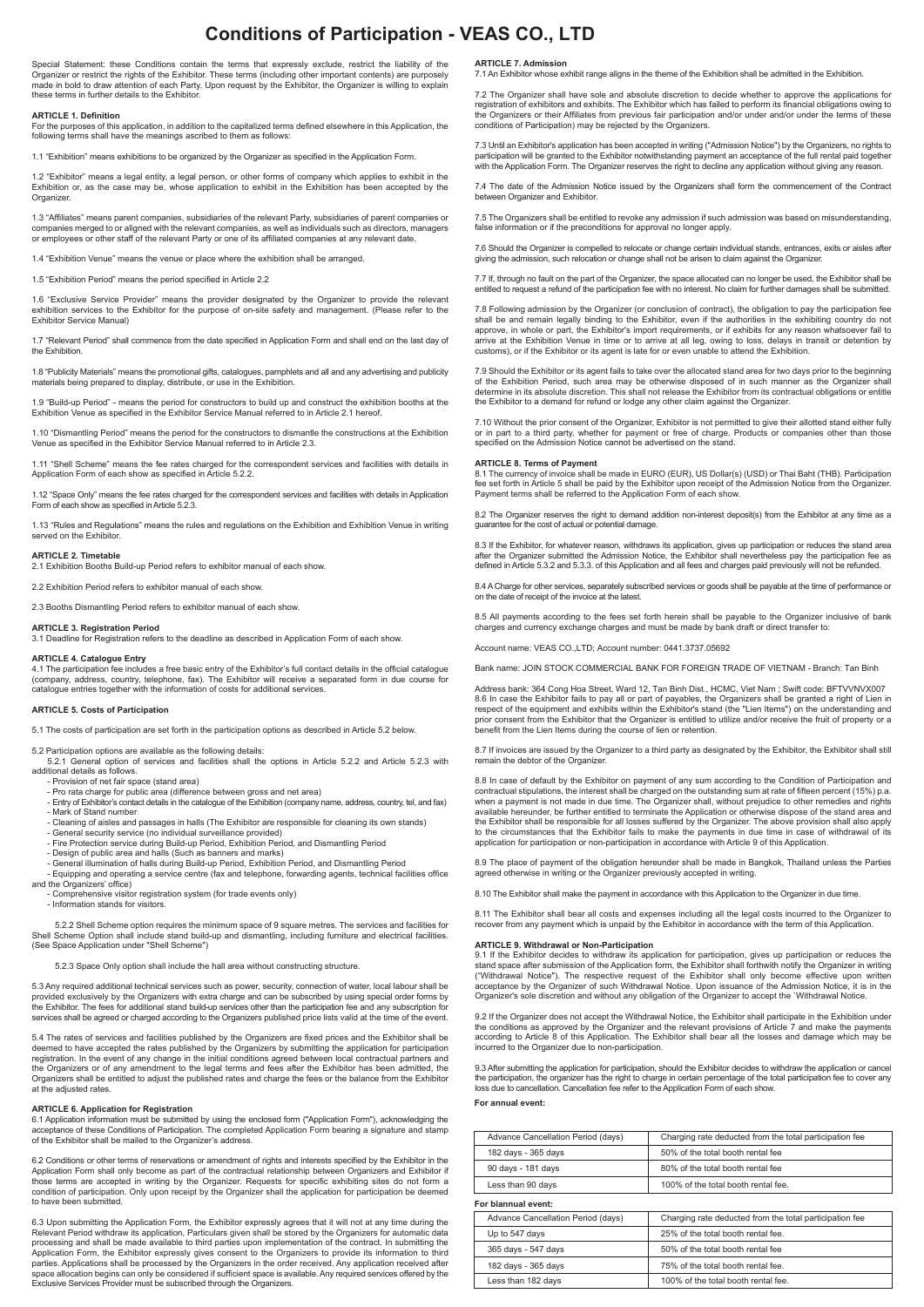# Conditions of Participation - VEAS CO., LTD

Special Statement: these Conditions contain the terms that expressly exclude, restrict the liability of the Organizer or restrict the rights of the Exhibitor. These terms (including other important contents) are purposely made in bold to draw attention of each Party. Upon request by the Exhibitor, the Organizer is willing to explain these terms in further details to the Exhibitor.

### ARTICLE 1. Definition

For the purposes of this application, in addition to the capitalized terms defined elsewhere in this Application, the following terms shall have the meanings ascribed to them as follows:

1.1 "Exhibition" means exhibitions to be organized by the Organizer as specified in the Application Form.

1.2 "Exhibitor" means a legal entity, a legal person, or other forms of company which applies to exhibit in the Exhibition or, as the case may be, whose application to exhibit in the Exhibition has been accepted by the Organizer.

1.3 "Affiliates" means parent companies, subsidiaries of the relevant Party, subsidiaries of parent companies or companies merged to or aligned with the relevant companies, as well as individuals such as directors, managers or employees or other staff of the relevant Party or one of its affiliated companies at any relevant date.

1.4 "Exhibition Venue" means the venue or place where the exhibition shall be arranged.

1.5 "Exhibition Period" means the period specified in Article 2.2

1.6 "Exclusive Service Provider" means the provider designated by the Organizer to provide the relevant exhibition services to the Exhibitor for the purpose of on-site safety and management. (Please refer to the Exhibitor Service Manual)

1.7 "Relevant Period" shall commence from the date specified in Application Form and shall end on the last day of the Exhibition.

1.8 "Publicity Materials" means the promotional gifts, catalogues, pamphlets and all and any advertising and publicity materials being prepared to display, distribute, or use in the Exhibition.

1.9 "Build-up Period" - means the period for constructors to build up and construct the exhibition booths at the Exhibition Venue as specified in the Exhibitor Service Manual referred to in Article 2.1 hereof.

1.10 "Dismantling Period" means the period for the constructors to dismantle the constructions at the Exhibition Venue as specified in the Exhibitor Service Manual referred to in Article 2.3.

1.11 "Shell Scheme" means the fee rates charged for the correspondent services and facilities with details in Application Form of each show as specified in Article 5.2.2.

1.12 "Space Only" means the fee rates charged for the correspondent services and facilities with details in Application Form of each show as specified in Article 5.2.3.

1.13 "Rules and Regulations" means the rules and regulations on the Exhibition and Exhibition Venue in writing served on the Exhibitor.

### ARTICLE 2. Timetable

2.1 Exhibition Booths Build-up Period refers to exhibitor manual of each show.

2.2 Exhibition Period refers to exhibitor manual of each show.

2.3 Booths Dismantling Period refers to exhibitor manual of each show.

### ARTICLE 3. Registration Period

3.1 Deadline for Registration refers to the deadline as described in Application Form of each show.

### ARTICLE 4. Catalogue Entry

4.1 The participation fee includes a free basic entry of the Exhibitor's full contact details in the official catalogue (company, address, country, telephone, fax). The Exhibitor will receive a separated form in due course for catalogue entries together with the information of costs for additional services.

### ARTICLE 5. Costs of Participation

5.1 The costs of participation are set forth in the participation options as described in Article 5.2 below.

5.2 Participation options are available as the following details:

5.2.1 General option of services and facilities shall the options in Article 5.2.2 and Article 5.2.3 with additional details as follows.

- Provision of net fair space (stand area)
- Pro rata charge for public area (difference between gross and net area)
- Entry of Exhibitor's contact details in the catalogue of the Exhibition (company name, address, country, tel, and fax)
- Mark of Stand number
- Cleaning of aisles and passages in halls (The Exhibitor are responsible for cleaning its own stands)
- General security service (no individual surveillance provided)
- Fire Protection service during Build-up Period, Exhibition Period, and Dismantling Period
- Design of public area and halls (Such as banners and marks)
- General illumination of halls during Build-up Period, Exhibition Period, and Dismantling Period
- Equipping and operating a service centre (fax and telephone, forwarding agents, technical facilities office and the Organizers' office)
- Comprehensive visitor registration system (for trade events only)
- Information stands for visitors.

5.2.2 Shell Scheme option requires the minimum space of 9 square metres. The services and facilities for Shell Scheme Option shall include stand build-up and dismantling, including furniture and electrical facilities. (See Space Application under "Shell Scheme")

5.2.3 Space Only option shall include the hall area without constructing structure.

5.3 Any required additional technical services such as power, security, connection of water, local labour shall be provided exclusively by the Organizers with extra charge and can be subscribed by using special order forms by the Exhibitor. The fees for additional stand build-up services other than the participation fee and any subscription for services shall be agreed or charged according to the Organizers published price lists valid at the time of the event.

5.4 The rates of services and facilities published by the Organizers are fixed prices and the Exhibitor shall be deemed to have accepted the rates published by the Organizers by submitting the application for participation registration. In the event of any change in the initial conditions agreed between local contractual partners and the Organizers or of any amendment to the legal terms and fees after the Exhibitor has been admitted, the Organizers shall be entitled to adjust the published rates and charge the fees or the balance from the Exhibitor at the adjusted rates.

### ARTICLE 6. Application for Registration

6.1 Application information must be submitted by using the enclosed form ("Application Form"), acknowledging the acceptance of these Conditions of Participation. The completed Application Form bearing a signature and stamp of the Exhibitor shall be mailed to the Organizer's address.

6.2 Conditions or other terms of reservations or amendment of rights and interests specified by the Exhibitor in the Application Form shall only become as part of the contractual relationship between Organizers and Exhibitor if those terms are accepted in writing by the Organizer. Requests for specific exhibiting sites do not form a condition of participation. Only upon receipt by the Organizer shall the application for participation be deemed to have been submitted.

6.3 Upon submitting the Application Form, the Exhibitor expressly agrees that it will not at any time during the Relevant Period withdraw its application, Particulars given shall be stored by the Organizers for automatic data processing and shall be made available to third parties upon implementation of the contract. In submitting the Application Form, the Exhibitor expressly gives consent to the Organizers to provide its information to third parties. Applications shall be processed by the Organizers in the order received. Any application received after space allocation begins can only be considered if sufficient space is available. Any required services offered by the Exclusive Services Provider must be subscribed through the Organizers.

### ARTICLE 7. Admission

7.1 An Exhibitor whose exhibit range aligns in the theme of the Exhibition shall be admitted in the Exhibition.

7.2 The Organizer shall have sole and absolute discretion to decide whether to approve the applications for registration of exhibitors and exhibits. The Exhibitor which has failed to perform its financial obligations owing to the Organizers or their Affiliates from previous fair participation and/or under and/or under the terms of these conditions of Participation) may be rejected by the Organizers.

7.3 Until an Exhibitor's application has been accepted in writing ("Admission Notice") by the Organizers, no rights to participation will be granted to the Exhibitor notwithstanding payment an acceptance of the full rental paid together with the Application Form. The Organizer reserves the right to decline any application without giving any reason.

7.4 The date of the Admission Notice issued by the Organizers shall form the commencement of the Contract between Organizer and Exhibitor.

7.5 The Organizers shall be entitled to revoke any admission if such admission was based on misunderstanding, false information or if the preconditions for approval no longer apply.

7.6 Should the Organizer is compelled to relocate or change certain individual stands, entrances, exits or aisles after giving the admission, such relocation or change shall not be arisen to claim against the Organizer.

7.7 If, through no fault on the part of the Organizer, the space allocated can no longer be used, the Exhibitor shall be entitled to request a refund of the participation fee with no interest. No claim for further damages shall be submitted.

7.8 Following admission by the Organizer (or conclusion of contract), the obligation to pay the participation fee shall be and remain legally binding to the Exhibitor, even if the authorities in the exhibiting country do not approve, in whole or part, the Exhibitor's import requirements, or if exhibits for any reason whatsoever fail to arrive at the Exhibition Venue in time or to arrive at all leg, owing to loss, delays in transit or detention by customs), or if the Exhibitor or its agent is late for or even unable to attend the Exhibition.

7.9 Should the Exhibitor or its agent fails to take over the allocated stand area for two days prior to the beginning of the Exhibition Period, such area may be otherwise disposed of in such manner as the Organizer shall determine in its absolute discretion. This shall not release the Exhibitor from its contractual obligations or entitle the Exhibitor to a demand for refund or lodge any other claim against the Organizer.

7.10 Without the prior consent of the Organizer, Exhibitor is not permitted to give their allotted stand either fully or in part to a third party, whether for payment or free of charge. Products or companies other than those specified on the Admission Notice cannot be advertised on the stand.

### ARTICLE 8. Terms of Payment

8.1 The currency of invoice shall be made in EURO (EUR), US Dollar(s) (USD) or Thai Baht (THB). Participation fee set forth in Article 5 shall be paid by the Exhibitor upon receipt of the Admission Notice from the Organizer. Payment terms shall be referred to the Application Form of each show.

8.2 The Organizer reserves the right to demand addition non-interest deposit(s) from the Exhibitor at any time as a guarantee for the cost of actual or potential damage.

8.3 If the Exhibitor, for whatever reason, withdraws its application, gives up participation or reduces the stand area after the Organizer submitted the Admission Notice, the Exhibitor shall nevertheless pay the participation fee as defined in Article 5.3.2 and 5.3.3. of this Application and all fees and charges paid previously will not be refunded.

8.4 A Charge for other services, separately subscribed services or goods shall be payable at the time of performance or on the date of receipt of the invoice at the latest.

8.5 All payments according to the fees set forth herein shall be payable to the Organizer inclusive of bank charges and currency exchange charges and must be made by bank draft or direct transfer to:

Account name: VEAS CO.,LTD; Account number: 0441.3737.05692

Bank name: JOIN STOCK COMMERCIAL BANK FOR FOREIGN TRADE OF VIETNAM - Branch: Tan Binh

Address bank: 364 Cong Hoa Street, Ward 12, Tan Binh Dist., HCMC, Viet Nam ; Swift code: BFTVVNVX007

8.6 In case the Exhibitor fails to pay all or part of payables, the Organizers shall be granted a right of Lien in respect of the equipment and exhibits within the Exhibitor's stand (the "Lien Items") on the understanding and prior consent from the Exhibitor that the Organizer is entitled to utilize and/or receive the fruit of property or a benefit from the Lien Items during the course of lien or retention.

8.7 If invoices are issued by the Organizer to a third party as designated by the Exhibitor, the Exhibitor shall still remain the debtor of the Organizer.

8.8 In case of default by the Exhibitor on payment of any sum according to the Condition of Participation and contractual stipulations, the interest shall be charged on the outstanding sum at rate of fifteen percent (15%) p.a. when a payment is not made in due time. The Organizer shall, without prejudice to other remedies and rights available hereunder, be further entitled to terminate the Application or otherwise dispose of the stand area and the Exhibitor shall be responsible for all losses suffered by the Organizer. The above provision shall also apply to the circumstances that the Exhibitor fails to make the payments in due time in case of withdrawal of its application for participation or non-participation in accordance with Article 9 of this Application.

8.9 The place of payment of the obligation hereunder shall be made in Bangkok, Thailand unless the Parties agreed otherwise in writing or the Organizer previously accepted in writing.

8.10 The Exhibitor shall make the payment in accordance with this Application to the Organizer in due time.

8.11 The Exhibitor shall bear all costs and expenses including all the legal costs incurred to the Organizer to recover from any payment which is unpaid by the Exhibitor in accordance with the term of this Application.

### ARTICLE 9. Withdrawal or Non-Participation

9.1 If the Exhibitor decides to withdraw its application for participation, gives up participation or reduces the stand space after submission of the Application Form, the Exhibitor shall forthwith notify the Organizer in writing ("Withdrawal Notice"). The respective request of the Exhibitor shall only become effective upon written acceptance by the Organizer of such Withdrawal Notice. Upon issuance of the Admission Notice, it is in the Organizer's sole discretion and without any obligation of the Organizer to accept the `Withdrawal Notice.

9.2 If the Organizer does not accept the Withdrawal Notice, the Exhibitor shall participate in the Exhibition under the conditions as approved by the Organizer and the relevant provisions of Article 7 and make the payments according to Article 8 of this Application. The Exhibitor shall bear all the losses and damage which may be incurred to the Organizer due to non-participation.

9.3 After submitting the application for participation, should the Exhibitor decides to withdraw the application or cancel the participation, the organizer has the right to charge in certain percentage of the total participation fee to cover any loss due to cancellation. Cancellation fee refer to the Application Form of each show.

**For annual event:**

| Advance Cancellation Period (days) | Charging rate deducted from the total participation fee |
|---|---|
| 182 days - 365 days | 50% of the total booth rental fee |
| 90 days - 181 days | 80% of the total booth rental fee |
| Less than 90 days | 100% of the total booth rental fee. |

**For biannual event:**

| Advance Cancellation Period (days) | Charging rate deducted from the total participation fee |
|---|---|
| Up to 547 days | 25% of the total booth rental fee. |
| 365 days - 547 days | 50% of the total booth rental fee |
| 182 days - 365 days | 75% of the total booth rental fee. |
| Less than 182 days | 100% of the total booth rental fee. |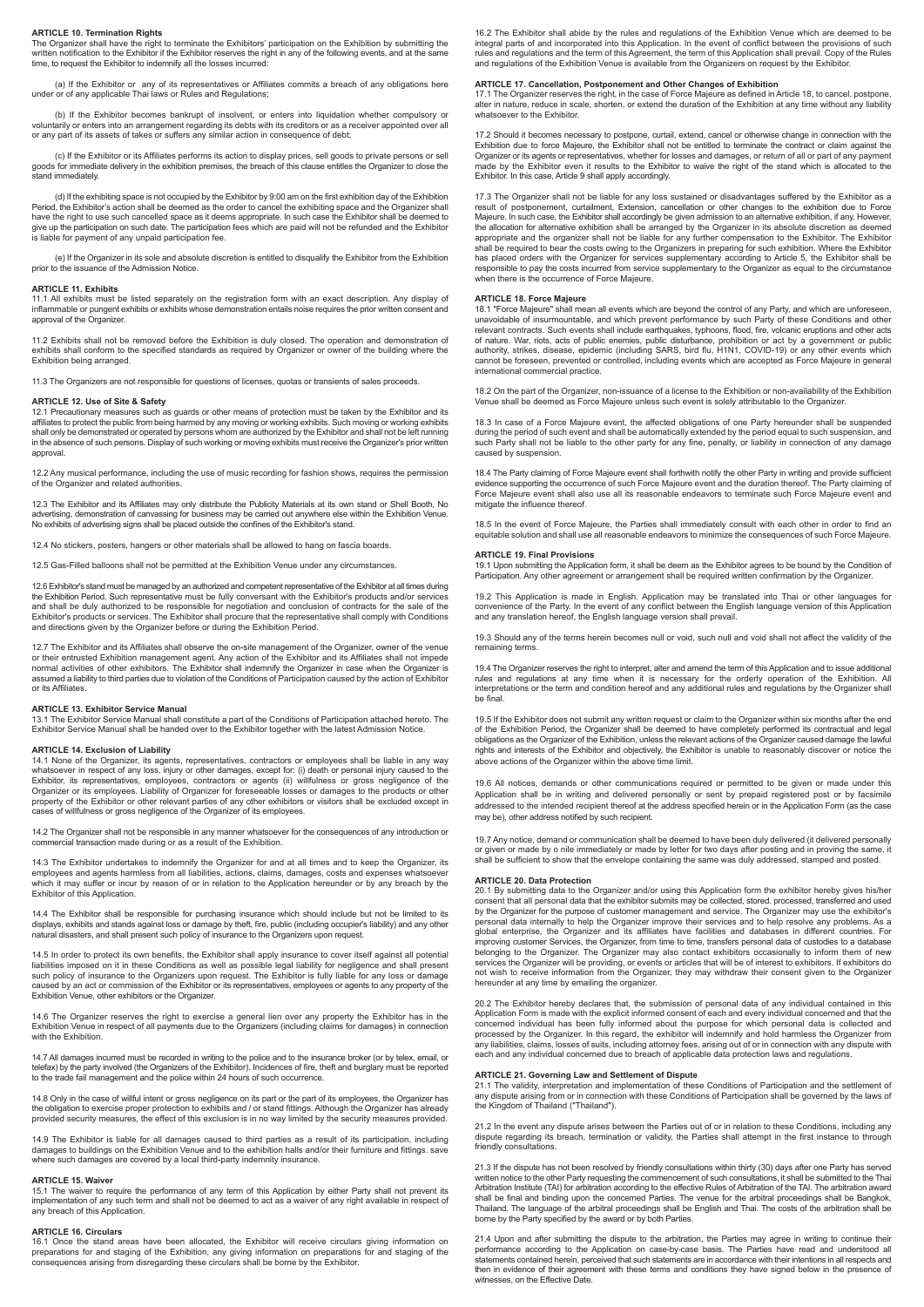## ARTICLE 10. Termination Rights

The Organizer shall have the right to terminate the Exhibitors' participation on the Exhibition by submitting the written notification to the Exhibitor if the Exhibitor reserves the right in any of the following events, and at the same time, to request the Exhibitor to indemnify all the losses incurred:

(a) If the Exhibitor or any of its representatives or Affiliates commits a breach of any obligations here under or of any applicable Thai laws or Rules and Regulations;

(b) If the Exhibitor becomes bankrupt of insolvent, or enters into liquidation whether compulsory or voluntarily or enters into an arrangement regarding its debts with its creditors or as a receiver appointed over all or any part of its assets of takes or suffers any similar action in consequence of debt;

(c) If the Exhibitor or its Affiliates performs its action to display prices, sell goods to private persons or sell goods for immediate delivery in the exhibition premises, the breach of this clause entitles the Organizer to close the stand immediately.

(d) If the exhibiting space is not occupied by the Exhibitor by 9:00 am on the first exhibition day of the Exhibition Period, the Exhibitor's action shall be deemed as the order to cancel the exhibiting space and the Organizer shall have the right to use such cancelled space as it deems appropriate. In such case the Exhibitor shall be deemed to give up the participation on such date. The participation fees which are paid will not be refunded and the Exhibitor is liable for payment of any unpaid participation fee.

(e) If the Organizer in its sole and absolute discretion is entitled to disqualify the Exhibitor from the Exhibition prior to the issuance of the Admission Notice.

## ARTICLE 11. Exhibits

11.1 All exhibits must be listed separately on the registration form with an exact description. Any display of inflammable or pungent exhibits or exhibits whose demonstration entails noise requires the prior written consent and approval of the Organizer.

11.2 Exhibits shall not be removed before the Exhibition is duly closed. The operation and demonstration of exhibits shall conform to the specified standards as required by Organizer or owner of the building where the Exhibition being arranged.

11.3 The Organizers are not responsible for questions of licenses, quotas or transients of sales proceeds.

## ARTICLE 12. Use of Site & Safety

12.1 Precautionary measures such as guards or other means of protection must be taken by the Exhibitor and its affiliates to protect the public from being harmed by any moving or working exhibits. Such moving or working exhibits shall only be demonstrated or operated by persons whom are authorized by the Exhibitor and shall not be left running in the absence of such persons. Display of such working or moving exhibits must receive the Organizer's prior written approval.

12.2 Any musical performance, including the use of music recording for fashion shows, requires the permission of the Organizer and related authorities.

12.3 The Exhibitor and its Affiliates may only distribute the Publicity Materials at its own stand or Shell Booth, No advertising, demonstration of canvassing for business may be carried out anywhere else within the Exhibition Venue. No exhibits of advertising signs shall be placed outside the confines of the Exhibitor's stand.

12.4 No stickers, posters, hangers or other materials shall be allowed to hang on fascia boards.

12.5 Gas-Filled balloons shall not be permitted at the Exhibition Venue under any circumstances.

12.6 Exhibitor's stand must be managed by an authorized and competent representative of the Exhibitor at all times during the Exhibition Period. Such representative must be fully conversant with the Exhibitor's products and/or services and shall be duly authorized to be responsible for negotiation and conclusion of contracts for the sale of the Exhibitor's products or services. The Exhibitor shall procure that the representative shall comply with Conditions and directions given by the Organizer before or during the Exhibition Period.

12.7 The Exhibitor and its Affiliates shall observe the on-site management of the Organizer, owner of the venue or their entrusted Exhibition management agent. Any action of the Exhibitor and its Affiliates shall not impede normal activities of other exhibitors. The Exhibitor shall indemnify the Organizer in case when the Organizer is assumed a liability to third parties due to violation of the Conditions of Participation caused by the action of Exhibitor or its Affiliates.

## ARTICLE 13. Exhibitor Service Manual

13.1 The Exhibitor Service Manual shall constitute a part of the Conditions of Participation attached hereto. The Exhibitor Service Manual shall be handed over to the Exhibitor together with the latest Admission Notice.

## ARTICLE 14. Exclusion of Liability

14.1 None of the Organizer, its agents, representatives, contractors or employees shall be liable in any way whatsoever in respect of any loss, injury or other damages, except for: (i) death or personal injury caused to the Exhibitor, its representatives, employees, contractors or agents (ii) willfulness or gross negligence of the Organizer or its employees. Liability of Organizer for foreseeable losses or damages to the products or other property of the Exhibitor or other relevant parties of any other exhibitors or visitors shall be excluded except in cases of willfulness or gross negligence of the Organizer of its employees.

14.2 The Organizer shall not be responsible in any manner whatsoever for the consequences of any introduction or commercial transaction made during or as a result of the Exhibition.

14.3 The Exhibitor undertakes to indemnify the Organizer for and at all times and to keep the Organizer, its employees and agents harmless from all liabilities, actions, claims, damages, costs and expenses whatsoever which it may suffer or incur by reason of or in relation to the Application hereunder or by any breach by the Exhibitor of this Application.

14.4 The Exhibitor shall be responsible for purchasing insurance which should include but not be limited to its displays, exhibits and stands against loss or damage by theft, fire, public (including occupier's liability) and any other natural disasters, and shall present such policy of insurance to the Organizers upon request.

14.5 In order to protect its own benefits, the Exhibitor shall apply insurance to cover itself against all potential liabilities imposed on it in these Conditions as well as possible legal liability for negligence and shall present such policy of insurance to the Organizers upon request. The Exhibitor is fully liable for any loss or damage caused by an act or commission of the Exhibitor or its representatives, employees or agents to any property of the Exhibition Venue, other exhibitors or the Organizer.

14.6 The Organizer reserves the right to exercise a general lien over any property the Exhibitor has in the Exhibition Venue in respect of all payments due to the Organizers (including claims for damages) in connection with the Exhibition.

14.7 All damages incurred must be recorded in writing to the police and to the insurance broker (or by telex, email, or telefax) by the party involved (the Organizers of the Exhibitor). Incidences of fire, theft and burglary must be reported to the trade fair management and the police within 24 hours of such occurrence.

14.8 Only in the case of willful intent or gross negligence on its part or the part of its employees, the Organizer has the obligation to exercise proper protection to exhibits and / or stand fittings. Although the Organizer has already provided security measures, the effect of this exclusion is in no way limited by the security measures provided.

14.9 The Exhibitor is liable for all damages caused to third parties as a result of its participation, including damages to buildings on the Exhibition Venue and to the exhibition halls and/or their furniture and fittings. save where such damages are covered by a local third-party indemnity insurance.

## ARTICLE 15. Waiver

15.1 The waiver to require the performance of any term of this Application by either Party shall not prevent its implementation of any such term and shall not be deemed to act as a waiver of any right available in respect of any breach of this Application.

## ARTICLE 16. Circulars

16.1 Once the stand areas have been allocated, the Exhibitor will receive circulars giving information on preparations for and staging of the Exhibition, any giving information on preparations for and staging of the consequences arising from disregarding these circulars shall be borne by the Exhibitor.

16.2 The Exhibitor shall abide by the rules and regulations of the Exhibition Venue which are deemed to be integral parts of and incorporated into this Application. In the event of conflict between the provisions of such rules and regulations and the term of this Agreement, the term of this Application shall prevail. Copy of the Rules and regulations of the Exhibition Venue is available from the Organizers on request by the Exhibitor.

## ARTICLE 17. Cancellation, Postponement and Other Changes of Exhibition

17.1 The Organizer reserves the right, in the case of Force Majeure as defined in Article 18, to cancel, postpone, alter in nature, reduce in scale, shorten, or extend the duration of the Exhibition at any time without any liability whatsoever to the Exhibitor.

17.2 Should it becomes necessary to postpone, curtail, extend, cancel or otherwise change in connection with the Exhibition due to force Majeure, the Exhibitor shall not be entitled to terminate the contract or claim against the Organizer or its agents or representatives, whether for losses and damages, or return of all or part of any payment made by the Exhibitor even it results to the Exhibitor to waive the right of the stand which is allocated to the Exhibitor. In this case, Article 9 shall apply accordingly.

17.3 The Organizer shall not be liable for any loss sustained or disadvantages suffered by the Exhibitor as a result of postponement, curtailment, Extension, cancellation or other changes to the exhibition due to Force Majeure. In such case, the Exhibitor shall accordingly be given admission to an alternative exhibition, if any. However, the allocation for alternative exhibition shall be arranged by the Organizer in its absolute discretion as deemed appropriate and the organizer shall not be liable for any further compensation to the Exhibitor. The Exhibitor shall be required to bear the costs owing to the Organizers in preparing for such exhibition. Where the Exhibitor has placed orders with the Organizer for services supplementary according to Article 5, the Exhibitor shall be responsible to pay the costs incurred from service supplementary to the Organizer as equal to the circumstance when there is the occurrence of Force Majeure.

## ARTICLE 18. Force Majeure

18.1 "Force Majeure" shall mean all events which are beyond the control of any Party, and which are unforeseen, unavoidable of insurmountable, and which prevent performance by such Party of these Conditions and other relevant contracts. Such events shall include earthquakes, typhoons, flood, fire, volcanic eruptions and other acts of nature. War, riots, acts of public enemies, public disturbance, prohibition or act by a government or public authority, strikes, disease, epidemic (including SARS, bird flu, H1N1, COVID-19) or any other events which cannot be foreseen, prevented or controlled, including events which are accepted as Force Majeure in general international commercial practice.

18.2 On the part of the Organizer, non-issuance of a license to the Exhibition or non-availability of the Exhibition Venue shall be deemed as Force Majeure unless such event is solely attributable to the Organizer.

18.3 In case of a Force Majeure event, the affected obligations of one Party hereunder shall be suspended during the period of such event and shall be automatically extended by the period equal to such suspension, and such Party shall not be liable to the other party for any fine, penalty, or liability in connection of any damage caused by suspension.

18.4 The Party claiming of Force Majeure event shall forthwith notify the other Party in writing and provide sufficient evidence supporting the occurrence of such Force Majeure event and the duration thereof. The Party claiming of Force Majeure event shall also use all its reasonable endeavors to terminate such Force Majeure event and mitigate the influence thereof.

18.5 In the event of Force Majeure, the Parties shall immediately consult with each other in order to find an equitable solution and shall use all reasonable endeavors to minimize the consequences of such Force Majeure.

## ARTICLE 19. Final Provisions

19.1 Upon submitting the Application form, it shall be deem as the Exhibitor agrees to be bound by the Condition of Participation. Any other agreement or arrangement shall be required written confirmation by the Organizer.

19.2 This Application is made in English. Application may be translated into Thai or other languages for convenience of the Party. In the event of any conflict between the English language version of this Application and any translation hereof, the English language version shall prevail.

19.3 Should any of the terms herein becomes null or void, such null and void shall not affect the validity of the remaining terms.

19.4 The Organizer reserves the right to interpret, alter and amend the term of this Application and to issue additional rules and regulations at any time when it is necessary for the orderly operation of the Exhibition. All interpretations or the term and condition hereof and any additional rules and regulations by the Organizer shall be final.

19.5 If the Exhibitor does not submit any written request or claim to the Organizer within six months after the end of the Exhibition Period, the Organizer shall be deemed to have completely performed its contractual and legal obligations as the Organizer of the Exhibition, unless the relevant actions of the Organizer caused damage the lawful rights and interests of the Exhibitor and objectively, the Exhibitor is unable to reasonably discover or notice the above actions of the Organizer within the above time limit.

19.6 All notices, demands or other communications required or permitted to be given or made under this Application shall be in writing and delivered personally or sent by prepaid registered post or by facsimile addressed to the intended recipient thereof at the address specified herein or in the Application Form (as the case may be), other address notified by such recipient.

19.7 Any notice, demand or communication shall be deemed to have been duly delivered (it delivered personally or given or made by o nile immediately or made by letter for two days after posting and in proving the same, it shall be sufficient to show that the envelope containing the same was duly addressed, stamped and posted.

## ARTICLE 20. Data Protection

20.1 By submitting data to the Organizer and/or using this Application form the exhibitor hereby gives his/her consent that all personal data that the exhibitor submits may be collected, stored. processed, transferred and used by the Organizer for the purpose of customer management and service. The Organizer may use the exhibitor's personal data internally to help the Organizer improve their services and to help resolve any problems. As a global enterprise, the Organizer and its affiliates have facilities and databases in different countries. For improving customer Services, the Organizer, from time to time, transfers personal data of custodies to a database belonging to the Organizer. The Organizer may also contact exhibitors occasionally to inform them of new services the Organizer will be providing, or events or articles that will be of interest to exhibitors. If exhibitors do not wish to receive information from the Organizer, they may withdraw their consent given to the Organizer hereunder at any time by emailing the organizer.

20.2 The Exhibitor hereby declares that, the submission of personal data of any individual contained in this Application Form is made with the explicit informed consent of each and every individual concerned and that the concerned individual has been fully informed about the purpose for which personal data is collected and processed by the Organizer. In this regard, the exhibitor will indemnify and hold harmless the Organizer from any liabilities, claims, losses of suits, including attorney fees, arising out of or in connection with any dispute with each and any individual concerned due to breach of applicable data protection laws and regulations.

## ARTICLE 21. Governing Law and Settlement of Dispute

21.1 The validity, interpretation and implementation of these Conditions of Participation and the settlement of any dispute arising from or in connection with these Conditions of Participation shall be governed by the laws of the Kingdom of Thailand ("Thailand").

21.2 In the event any dispute arises between the Parties out of or in relation to these Conditions, including any dispute regarding its breach, termination or validity, the Parties shall attempt in the first instance to through friendly consultations.

21.3 If the dispute has not been resolved by friendly consultations within thirty (30) days after one Party has served written notice to the other Party requesting the commencement of such consultations, it shall be submitted to the Thai Arbitration Institute (TAI) for arbitration according to the effective Rules of Arbitration of the TAI. The arbitration award shall be final and binding upon the concerned Parties. The venue for the arbitral proceedings shall be Bangkok, Thailand. The language of the arbitral proceedings shall be English and Thai. The costs of the arbitration shall be borne by the Party specified by the award or by both Parties.

21.4 Upon and after submitting the dispute to the arbitration, the Parties may agree in writing to continue their performance according to the Application on case-by-case basis. The Parties have read and understood all statements contained herein, perceived that such statements are in accordance with their intentions in all respects and then in evidence of their agreement with these terms and conditions they have signed below in the presence of witnesses, on the Effective Date.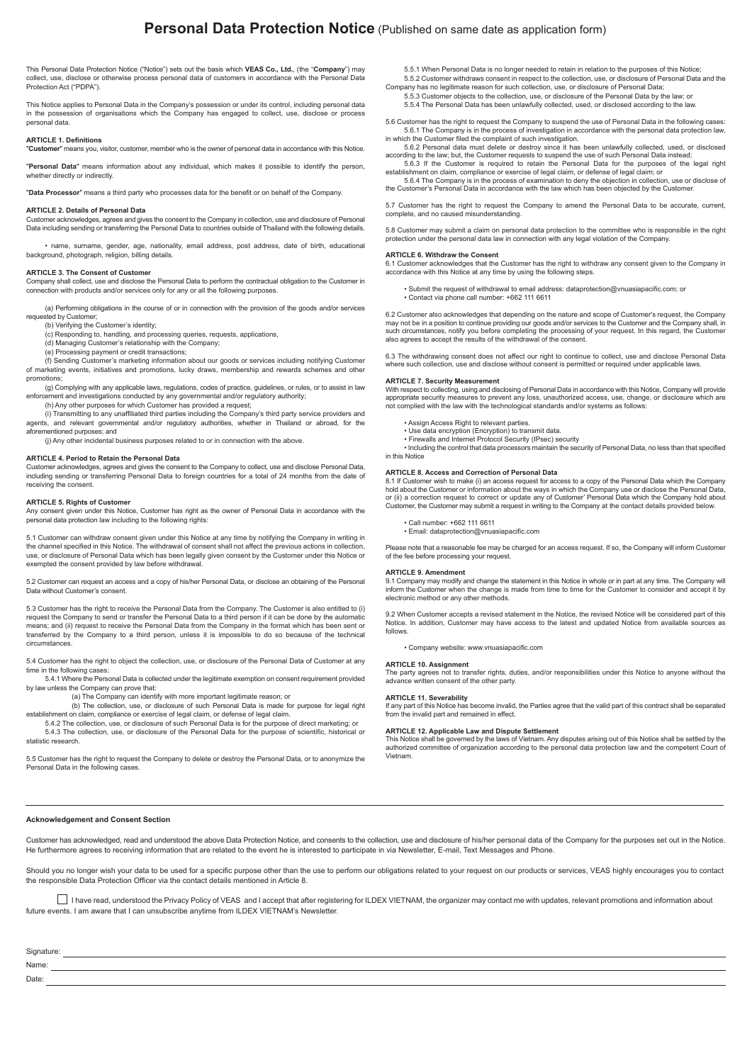# Personal Data Protection Notice (Published on same date as application form)

This Personal Data Protection Notice ("Notice") sets out the basis which **VEAS Co., Ltd.**, (the "**Company**") may collect, use, disclose or otherwise process personal data of customers in accordance with the Personal Data Protection Act ("PDPA").

This Notice applies to Personal Data in the Company's possession or under its control, including personal data in the possession of organisations which the Company has engaged to collect, use, disclose or process personal data.

**ARTICLE 1. Definitions**

"**Customer**" means you, visitor, customer, member who is the owner of personal data in accordance with this Notice.

"**Personal Data**" means information about any individual, which makes it possible to identify the person, whether directly or indirectly.

"**Data Processor**" means a third party who processes data for the benefit or on behalf of the Company.

**ARTICLE 2. Details of Personal Data**

Customer acknowledges, agrees and gives the consent to the Company in collection, use and disclosure of Personal Data including sending or transferring the Personal Data to countries outside of Thailand with the following details.

• name, surname, gender, age, nationality, email address, post address, date of birth, educational background, photograph, religion, billing details.

**ARTICLE 3. The Consent of Customer**

Company shall collect, use and disclose the Personal Data to perform the contractual obligation to the Customer in connection with products and/or services only for any or all the following purposes.

(a) Performing obligations in the course of or in connection with the provision of the goods and/or services requested by Customer;

(b) Verifying the Customer's identity;

(c) Responding to, handling, and processing queries, requests, applications,

(d) Managing Customer's relationship with the Company;

(e) Processing payment or credit transactions;

(f) Sending Customer's marketing information about our goods or services including notifying Customer of marketing events, initiatives and promotions, lucky draws, membership and rewards schemes and other promotions;

(g) Complying with any applicable laws, regulations, codes of practice, guidelines, or rules, or to assist in law enforcement and investigations conducted by any governmental and/or regulatory authority;

(h) Any other purposes for which Customer has provided a request;

(i) Transmitting to any unaffiliated third parties including the Company's third party service providers and agents, and relevant governmental and/or regulatory authorities, whether in Thailand or abroad, for the aforementioned purposes; and

(j) Any other incidental business purposes related to or in connection with the above.

**ARTICLE 4. Period to Retain the Personal Data**

Customer acknowledges, agrees and gives the consent to the Company to collect, use and disclose Personal Data, including sending or transferring Personal Data to foreign countries for a total of 24 months from the date of receiving the consent.

**ARTICLE 5. Rights of Customer**

Any consent given under this Notice, Customer has right as the owner of Personal Data in accordance with the personal data protection law including to the following rights:

5.1 Customer can withdraw consent given under this Notice at any time by notifying the Company in writing in the channel specified in this Notice. The withdrawal of consent shall not affect the previous actions in collection, use, or disclosure of Personal Data which has been legally given consent by the Customer under this Notice or exempted the consent provided by law before withdrawal.

5.2 Customer can request an access and a copy of his/her Personal Data, or disclose an obtaining of the Personal Data without Customer's consent.

5.3 Customer has the right to receive the Personal Data from the Company. The Customer is also entitled to (i) request the Company to send or transfer the Personal Data to a third person if it can be done by the automatic means; and (ii) request to receive the Personal Data from the Company in the format which has been sent or transferred by the Company to a third person, unless it is impossible to do so because of the technical circumstances.

5.4 Customer has the right to object the collection, use, or disclosure of the Personal Data of Customer at any time in the following cases:

5.4.1 Where the Personal Data is collected under the legitimate exemption on consent requirement provided by law unless the Company can prove that:

(a) The Company can identify with more important legitimate reason; or

(b) The collection, use, or disclosure of such Personal Data is made for purpose for legal right establishment on claim, compliance or exercise of legal claim, or defense of legal claim.

5.4.2 The collection, use, or disclosure of such Personal Data is for the purpose of direct marketing; or

5.4.3 The collection, use, or disclosure of the Personal Data for the purpose of scientific, historical or statistic research.

5.5 Customer has the right to request the Company to delete or destroy the Personal Data, or to anonymize the Personal Data in the following cases.

5.5.1 When Personal Data is no longer needed to retain in relation to the purposes of this Notice;

5.5.2 Customer withdraws consent in respect to the collection, use, or disclosure of Personal Data and the Company has no legitimate reason for such collection, use, or disclosure of Personal Data;

5.5.3 Customer objects to the collection, use, or disclosure of the Personal Data by the law; or

5.5.4 The Personal Data has been unlawfully collected, used, or disclosed according to the law.

5.6 Customer has the right to request the Company to suspend the use of Personal Data in the following cases:

5.6.1 The Company is in the process of investigation in accordance with the personal data protection law, in which the Customer filed the complaint of such investigation.

5.6.2 Personal data must delete or destroy since it has been unlawfully collected, used, or disclosed according to the law; but, the Customer requests to suspend the use of such Personal Data instead;

5.6.3 If the Customer is required to retain the Personal Data for the purposes of the legal right establishment on claim, compliance or exercise of legal claim, or defense of legal claim; or

5.6.4 The Company is in the process of examination to deny the objection in collection, use or disclose of the Customer's Personal Data in accordance with the law which has been objected by the Customer.

5.7 Customer has the right to request the Company to amend the Personal Data to be accurate, current, complete, and no caused misunderstanding.

5.8 Customer may submit a claim on personal data protection to the committee who is responsible in the right protection under the personal data law in connection with any legal violation of the Company.

**ARTICLE 6. Withdraw the Consent**

6.1 Customer acknowledges that the Customer has the right to withdraw any consent given to the Company in accordance with this Notice at any time by using the following steps.

- Submit the request of withdrawal to email address: dataprotection@vnuasiapacific.com; or
- Contact via phone call number: +662 111 6611

6.2 Customer also acknowledges that depending on the nature and scope of Customer's request, the Company may not be in a position to continue providing our goods and/or services to the Customer and the Company shall, in such circumstances, notify you before completing the processing of your request. In this regard, the Customer also agrees to accept the results of the withdrawal of the consent.

6.3 The withdrawing consent does not affect our right to continue to collect, use and disclose Personal Data where such collection, use and disclose without consent is permitted or required under applicable laws.

**ARTICLE 7. Security Measurement**

With respect to collecting, using and disclosing of Personal Data in accordance with this Notice, Company will provide appropriate security measures to prevent any loss, unauthorized access, use, change, or disclosure which are not complied with the law with the technological standards and/or systems as follows:

- Assign Access Right to relevant parties.
- Use data encryption (Encryption) to transmit data.
- Firewalls and Internet Protocol Security (IPsec) security
- Including the control that data processors maintain the security of Personal Data, no less than that specified in this Notice

**ARTICLE 8. Access and Correction of Personal Data**

8.1 If Customer wish to make (i) an access request for access to a copy of the Personal Data which the Company hold about the Customer or information about the ways in which the Company use or disclose the Personal Data, or (ii) a correction request to correct or update any of Customer' Personal Data which the Company hold about Customer, the Customer may submit a request in writing to the Company at the contact details provided below.

- Call number: +662 111 6611
- Email: dataprotection@vnuasiapacific.com

Please note that a reasonable fee may be charged for an access request. If so, the Company will inform Customer of the fee before processing your request.

**ARTICLE 9. Amendment**

9.1 Company may modify and change the statement in this Notice in whole or in part at any time. The Company will inform the Customer when the change is made from time to time for the Customer to consider and accept it by electronic method or any other methods.

9.2 When Customer accepts a revised statement in the Notice, the revised Notice will be considered part of this Notice. In addition, Customer may have access to the latest and updated Notice from available sources as follows.

- Company website: www.vnuasiapacific.com

**ARTICLE 10. Assignment**

The party agrees not to transfer rights, duties, and/or responsibilities under this Notice to anyone without the advance written consent of the other party.

**ARTICLE 11. Severability**

If any part of this Notice has become invalid, the Parties agree that the valid part of this contract shall be separated from the invalid part and remained in effect.

**ARTICLE 12. Applicable Law and Dispute Settlement**

This Notice shall be governed by the laws of Vietnam. Any disputes arising out of this Notice shall be settled by the authorized committee of organization according to the personal data protection law and the competent Court of Vietnam.

---

**Acknowledgement and Consent Section**

Customer has acknowledged, read and understood the above Data Protection Notice, and consents to the collection, use and disclosure of his/her personal data of the Company for the purposes set out in the Notice. He furthermore agrees to receiving information that are related to the event he is interested to participate in via Newsletter, E-mail, Text Messages and Phone.

Should you no longer wish your data to be used for a specific purpose other than the use to perform our obligations related to your request on our products or services, VEAS highly encourages you to contact the responsible Data Protection Officer via the contact details mentioned in Article 8.

☐ I have read, understood the Privacy Policy of VEAS and I accept that after registering for ILDEX VIETNAM, the organizer may contact me with updates, relevant promotions and information about future events. I am aware that I can unsubscribe anytime from ILDEX VIETNAM's Newsletter.

Signature: ____________________

Name: ____________________

Date: ____________________